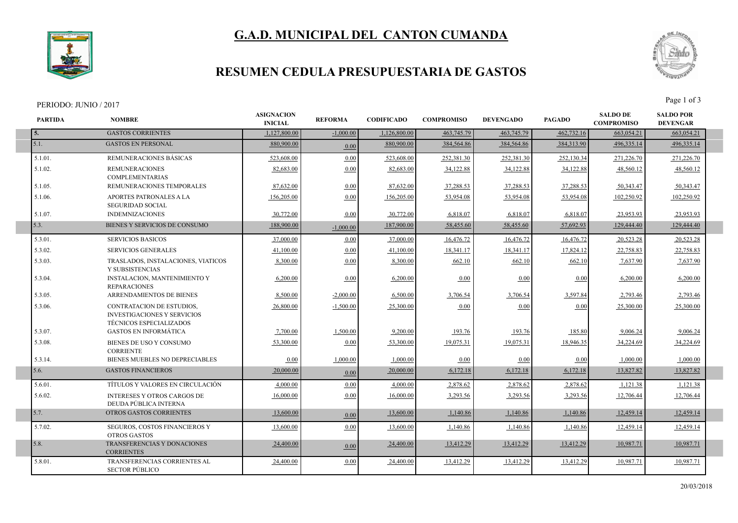# G.A.D. MUNICIPAL DEL CANTON CUMANDA

## RESUMEN CEDULA PRESUPUESTARIA DE GASTOS

PERIODO: JUNIO / 2017

| PARTIDA | NOMBRE | ASIGNACION INICIAL | REFORMA | CODIFICADO | COMPROMISO | DEVENGADO | PAGADO | SALDO DE COMPROMISO | SALDO POR DEVENGAR |
|---|---|---|---|---|---|---|---|---|---|
| 5. | GASTOS CORRIENTES | 1,127,800.00 | -1,000.00 | 1,126,800.00 | 463,745.79 | 463,745.79 | 462,732.16 | 663,054.21 | 663,054.21 |
| 5.1. | GASTOS EN PERSONAL | 880,900.00 | 0.00 | 880,900.00 | 384,564.86 | 384,564.86 | 384,313.90 | 496,335.14 | 496,335.14 |
| 5.1.01. | REMUNERACIONES BÁSICAS | 523,608.00 | 0.00 | 523,608.00 | 252,381.30 | 252,381.30 | 252,130.34 | 271,226.70 | 271,226.70 |
| 5.1.02. | REMUNERACIONES COMPLEMENTARIAS | 82,683.00 | 0.00 | 82,683.00 | 34,122.88 | 34,122.88 | 34,122.88 | 48,560.12 | 48,560.12 |
| 5.1.05. | REMUNERACIONES TEMPORALES | 87,632.00 | 0.00 | 87,632.00 | 37,288.53 | 37,288.53 | 37,288.53 | 50,343.47 | 50,343.47 |
| 5.1.06. | APORTES PATRONALES A LA SEGURIDAD SOCIAL | 156,205.00 | 0.00 | 156,205.00 | 53,954.08 | 53,954.08 | 53,954.08 | 102,250.92 | 102,250.92 |
| 5.1.07. | INDEMNIZACIONES | 30,772.00 | 0.00 | 30,772.00 | 6,818.07 | 6,818.07 | 6,818.07 | 23,953.93 | 23,953.93 |
| 5.3. | BIENES Y SERVICIOS DE CONSUMO | 188,900.00 | -1,000.00 | 187,900.00 | 58,455.60 | 58,455.60 | 57,692.93 | 129,444.40 | 129,444.40 |
| 5.3.01. | SERVICIOS BASICOS | 37,000.00 | 0.00 | 37,000.00 | 16,476.72 | 16,476.72 | 16,476.72 | 20,523.28 | 20,523.28 |
| 5.3.02. | SERVICIOS GENERALES | 41,100.00 | 0.00 | 41,100.00 | 18,341.17 | 18,341.17 | 17,824.12 | 22,758.83 | 22,758.83 |
| 5.3.03. | TRASLADOS, INSTALACIONES, VIATICOS Y SUBSISTENCIAS | 8,300.00 | 0.00 | 8,300.00 | 662.10 | 662.10 | 662.10 | 7,637.90 | 7,637.90 |
| 5.3.04. | INSTALACION, MANTENIMIENTO Y REPARACIONES | 6,200.00 | 0.00 | 6,200.00 | 0.00 | 0.00 | 0.00 | 6,200.00 | 6,200.00 |
| 5.3.05. | ARRENDAMIENTOS DE BIENES | 8,500.00 | -2,000.00 | 6,500.00 | 3,706.54 | 3,706.54 | 3,597.84 | 2,793.46 | 2,793.46 |
| 5.3.06. | CONTRATACION DE ESTUDIOS, INVESTIGACIONES Y SERVICIOS TÉCNICOS ESPECIALIZADOS | 26,800.00 | -1,500.00 | 25,300.00 | 0.00 | 0.00 | 0.00 | 25,300.00 | 25,300.00 |
| 5.3.07. | GASTOS EN INFORMÁTICA | 7,700.00 | 1,500.00 | 9,200.00 | 193.76 | 193.76 | 185.80 | 9,006.24 | 9,006.24 |
| 5.3.08. | BIENES DE USO Y CONSUMO CORRIENTE | 53,300.00 | 0.00 | 53,300.00 | 19,075.31 | 19,075.31 | 18,946.35 | 34,224.69 | 34,224.69 |
| 5.3.14. | BIENES MUEBLES NO DEPRECIABLES | 0.00 | 1,000.00 | 1,000.00 | 0.00 | 0.00 | 0.00 | 1,000.00 | 1,000.00 |
| 5.6. | GASTOS FINANCIEROS | 20,000.00 | 0.00 | 20,000.00 | 6,172.18 | 6,172.18 | 6,172.18 | 13,827.82 | 13,827.82 |
| 5.6.01. | TÍTULOS Y VALORES EN CIRCULACIÓN | 4,000.00 | 0.00 | 4,000.00 | 2,878.62 | 2,878.62 | 2,878.62 | 1,121.38 | 1,121.38 |
| 5.6.02. | INTERESES Y OTROS CARGOS DE DEUDA PÚBLICA INTERNA | 16,000.00 | 0.00 | 16,000.00 | 3,293.56 | 3,293.56 | 3,293.56 | 12,706.44 | 12,706.44 |
| 5.7. | OTROS GASTOS CORRIENTES | 13,600.00 | 0.00 | 13,600.00 | 1,140.86 | 1,140.86 | 1,140.86 | 12,459.14 | 12,459.14 |
| 5.7.02. | SEGUROS, COSTOS FINANCIEROS Y OTROS GASTOS | 13,600.00 | 0.00 | 13,600.00 | 1,140.86 | 1,140.86 | 1,140.86 | 12,459.14 | 12,459.14 |
| 5.8. | TRANSFERENCIAS Y DONACIONES CORRIENTES | 24,400.00 | 0.00 | 24,400.00 | 13,412.29 | 13,412.29 | 13,412.29 | 10,987.71 | 10,987.71 |
| 5.8.01. | TRANSFERENCIAS CORRIENTES AL SECTOR PÚBLICO | 24,400.00 | 0.00 | 24,400.00 | 13,412.29 | 13,412.29 | 13,412.29 | 10,987.71 | 10,987.71 |

20/03/2018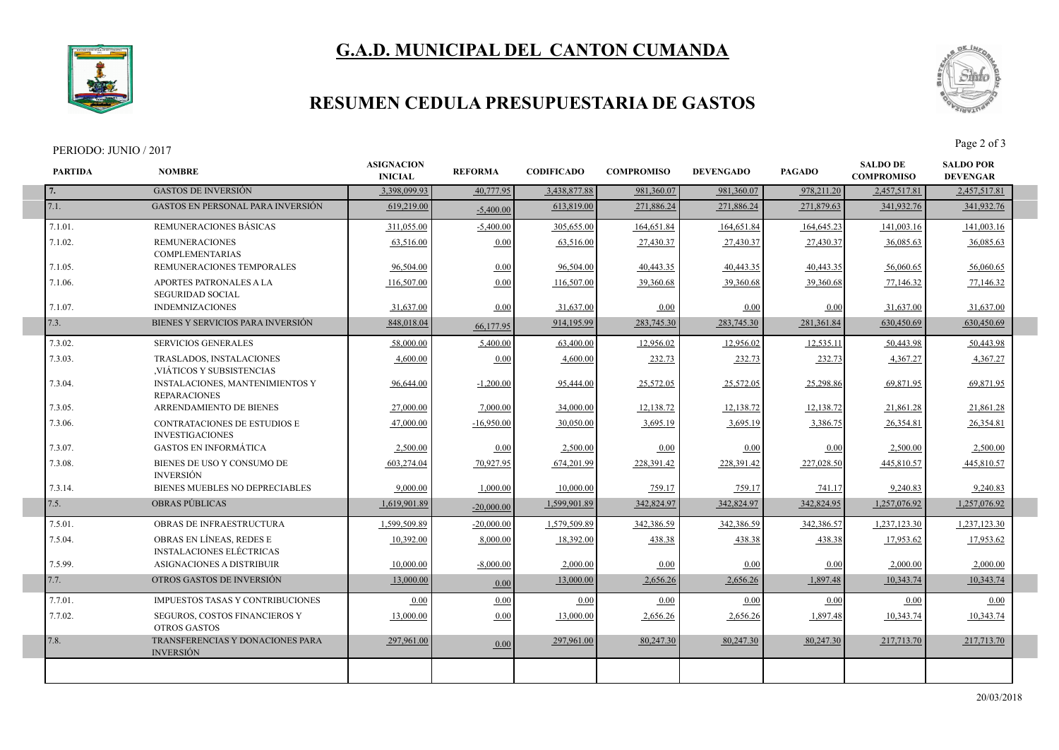# G.A.D. MUNICIPAL DEL CANTON CUMANDA

## RESUMEN CEDULA PRESUPUESTARIA DE GASTOS

PERIODO: JUNIO / 2017

| PARTIDA | NOMBRE | ASIGNACION INICIAL | REFORMA | CODIFICADO | COMPROMISO | DEVENGADO | PAGADO | SALDO DE COMPROMISO | SALDO POR DEVENGAR |
|---|---|---|---|---|---|---|---|---|---|
| 7. | GASTOS DE INVERSIÓN | 3,398,099.93 | 40,777.95 | 3,438,877.88 | 981,360.07 | 981,360.07 | 978,211.20 | 2,457,517.81 | 2,457,517.81 |
| 7.1. | GASTOS EN PERSONAL PARA INVERSIÓN | 619,219.00 | -5,400.00 | 613,819.00 | 271,886.24 | 271,886.24 | 271,879.63 | 341,932.76 | 341,932.76 |
| 7.1.01. | REMUNERACIONES BÁSICAS | 311,055.00 | -5,400.00 | 305,655.00 | 164,651.84 | 164,651.84 | 164,645.23 | 141,003.16 | 141,003.16 |
| 7.1.02. | REMUNERACIONES COMPLEMENTARIAS | 63,516.00 | 0.00 | 63,516.00 | 27,430.37 | 27,430.37 | 27,430.37 | 36,085.63 | 36,085.63 |
| 7.1.05. | REMUNERACIONES TEMPORALES | 96,504.00 | 0.00 | 96,504.00 | 40,443.35 | 40,443.35 | 40,443.35 | 56,060.65 | 56,060.65 |
| 7.1.06. | APORTES PATRONALES A LA SEGURIDAD SOCIAL | 116,507.00 | 0.00 | 116,507.00 | 39,360.68 | 39,360.68 | 39,360.68 | 77,146.32 | 77,146.32 |
| 7.1.07. | INDEMNIZACIONES | 31,637.00 | 0.00 | 31,637.00 | 0.00 | 0.00 | 0.00 | 31,637.00 | 31,637.00 |
| 7.3. | BIENES Y SERVICIOS PARA INVERSIÓN | 848,018.04 | 66,177.95 | 914,195.99 | 283,745.30 | 283,745.30 | 281,361.84 | 630,450.69 | 630,450.69 |
| 7.3.02. | SERVICIOS GENERALES | 58,000.00 | 5,400.00 | 63,400.00 | 12,956.02 | 12,956.02 | 12,535.11 | 50,443.98 | 50,443.98 |
| 7.3.03. | TRASLADOS, INSTALACIONES ,VIÁTICOS Y SUBSISTENCIAS | 4,600.00 | 0.00 | 4,600.00 | 232.73 | 232.73 | 232.73 | 4,367.27 | 4,367.27 |
| 7.3.04. | INSTALACIONES, MANTENIMIENTOS Y REPARACIONES | 96,644.00 | -1,200.00 | 95,444.00 | 25,572.05 | 25,572.05 | 25,298.86 | 69,871.95 | 69,871.95 |
| 7.3.05. | ARRENDAMIENTO DE BIENES | 27,000.00 | 7,000.00 | 34,000.00 | 12,138.72 | 12,138.72 | 12,138.72 | 21,861.28 | 21,861.28 |
| 7.3.06. | CONTRATACIONES DE ESTUDIOS E INVESTIGACIONES | 47,000.00 | -16,950.00 | 30,050.00 | 3,695.19 | 3,695.19 | 3,386.75 | 26,354.81 | 26,354.81 |
| 7.3.07. | GASTOS EN INFORMÁTICA | 2,500.00 | 0.00 | 2,500.00 | 0.00 | 0.00 | 0.00 | 2,500.00 | 2,500.00 |
| 7.3.08. | BIENES DE USO Y CONSUMO DE INVERSIÓN | 603,274.04 | 70,927.95 | 674,201.99 | 228,391.42 | 228,391.42 | 227,028.50 | 445,810.57 | 445,810.57 |
| 7.3.14. | BIENES MUEBLES NO DEPRECIABLES | 9,000.00 | 1,000.00 | 10,000.00 | 759.17 | 759.17 | 741.17 | 9,240.83 | 9,240.83 |
| 7.5. | OBRAS PÚBLICAS | 1,619,901.89 | -20,000.00 | 1,599,901.89 | 342,824.97 | 342,824.97 | 342,824.95 | 1,257,076.92 | 1,257,076.92 |
| 7.5.01. | OBRAS DE INFRAESTRUCTURA | 1,599,509.89 | -20,000.00 | 1,579,509.89 | 342,386.59 | 342,386.59 | 342,386.57 | 1,237,123.30 | 1,237,123.30 |
| 7.5.04. | OBRAS EN LÍNEAS, REDES E INSTALACIONES ELÉCTRICAS | 10,392.00 | 8,000.00 | 18,392.00 | 438.38 | 438.38 | 438.38 | 17,953.62 | 17,953.62 |
| 7.5.99. | ASIGNACIONES A DISTRIBUIR | 10,000.00 | -8,000.00 | 2,000.00 | 0.00 | 0.00 | 0.00 | 2,000.00 | 2,000.00 |
| 7.7. | OTROS GASTOS DE INVERSIÓN | 13,000.00 | 0.00 | 13,000.00 | 2,656.26 | 2,656.26 | 1,897.48 | 10,343.74 | 10,343.74 |
| 7.7.01. | IMPUESTOS TASAS Y CONTRIBUCIONES | 0.00 | 0.00 | 0.00 | 0.00 | 0.00 | 0.00 | 0.00 | 0.00 |
| 7.7.02. | SEGUROS, COSTOS FINANCIEROS Y OTROS GASTOS | 13,000.00 | 0.00 | 13,000.00 | 2,656.26 | 2,656.26 | 1,897.48 | 10,343.74 | 10,343.74 |
| 7.8. | TRANSFERENCIAS Y DONACIONES PARA INVERSIÓN | 297,961.00 | 0.00 | 297,961.00 | 80,247.30 | 80,247.30 | 80,247.30 | 217,713.70 | 217,713.70 |

20/03/2018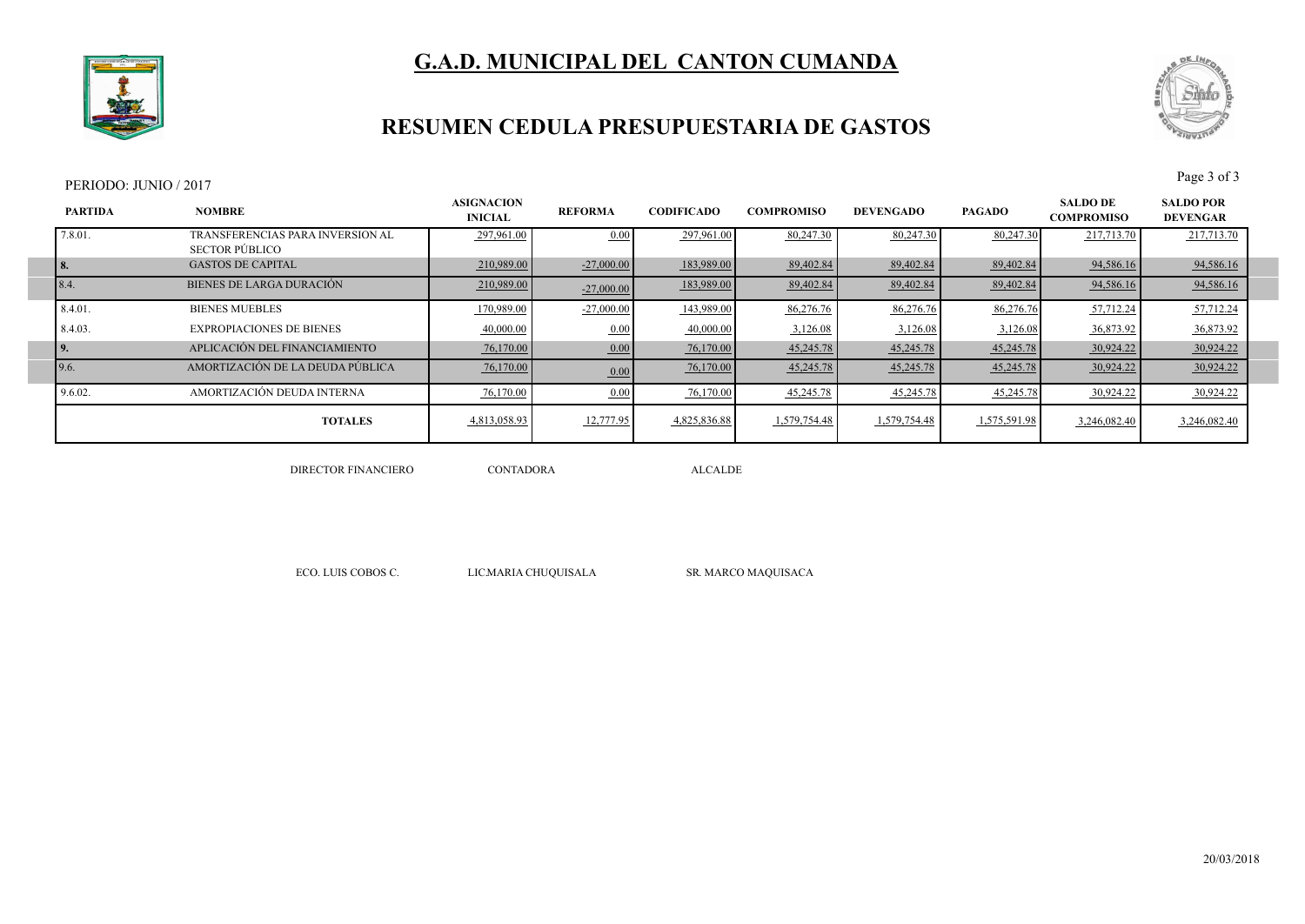# G.A.D. MUNICIPAL DEL CANTON CUMANDA

## RESUMEN CEDULA PRESUPUESTARIA DE GASTOS

PERIODO: JUNIO / 2017

| PARTIDA | NOMBRE | ASIGNACION INICIAL | REFORMA | CODIFICADO | COMPROMISO | DEVENGADO | PAGADO | SALDO DE COMPROMISO | SALDO POR DEVENGAR |
|---|---|---|---|---|---|---|---|---|---|
| 7.8.01. | TRANSFERENCIAS PARA INVERSION AL SECTOR PÚBLICO | 297,961.00 | 0.00 | 297,961.00 | 80,247.30 | 80,247.30 | 80,247.30 | 217,713.70 | 217,713.70 |
| 8. | GASTOS DE CAPITAL | 210,989.00 | -27,000.00 | 183,989.00 | 89,402.84 | 89,402.84 | 89,402.84 | 94,586.16 | 94,586.16 |
| 8.4. | BIENES DE LARGA DURACIÓN | 210,989.00 | -27,000.00 | 183,989.00 | 89,402.84 | 89,402.84 | 89,402.84 | 94,586.16 | 94,586.16 |
| 8.4.01. | BIENES MUEBLES | 170,989.00 | -27,000.00 | 143,989.00 | 86,276.76 | 86,276.76 | 86,276.76 | 57,712.24 | 57,712.24 |
| 8.4.03. | EXPROPIACIONES DE BIENES | 40,000.00 | 0.00 | 40,000.00 | 3,126.08 | 3,126.08 | 3,126.08 | 36,873.92 | 36,873.92 |
| 9. | APLICACIÓN DEL FINANCIAMIENTO | 76,170.00 | 0.00 | 76,170.00 | 45,245.78 | 45,245.78 | 45,245.78 | 30,924.22 | 30,924.22 |
| 9.6. | AMORTIZACIÓN DE LA DEUDA PÚBLICA | 76,170.00 | 0.00 | 76,170.00 | 45,245.78 | 45,245.78 | 45,245.78 | 30,924.22 | 30,924.22 |
| 9.6.02. | AMORTIZACIÓN DEUDA INTERNA | 76,170.00 | 0.00 | 76,170.00 | 45,245.78 | 45,245.78 | 45,245.78 | 30,924.22 | 30,924.22 |
| | **TOTALES** | 4,813,058.93 | 12,777.95 | 4,825,836.88 | 1,579,754.48 | 1,579,754.48 | 1,575,591.98 | 3,246,082.40 | 3,246,082.40 |

DIRECTOR FINANCIERO — CONTADORA — ALCALDE

ECO. LUIS COBOS C. — LIC.MARIA CHUQUISALA — SR. MARCO MAQUISACA

20/03/2018